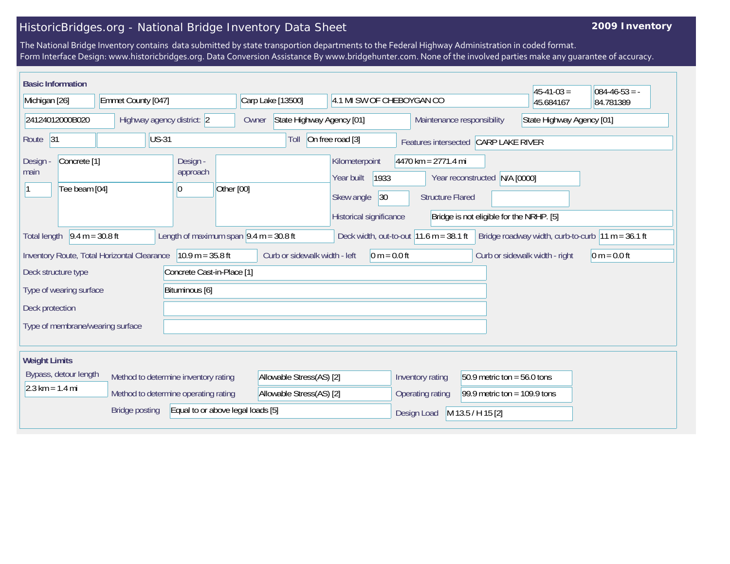# HistoricBridges.org - National Bridge Inventory Data Sheet

**2009 Inventory**

The National Bridge Inventory contains data submitted by state transportion departments to the Federal Highway Administration in coded format.
Form Interface Design: www.historicbridges.org. Data Conversion Assistance By www.bridgehunter.com. None of the involved parties make any guarantee of accuracy.

## Basic Information

| | |
|---|---|
| State | Michigan [26] |
| County | Emmet County [047] |
| Place | Carp Lake [13500] |
| Location | 4.1 MI SW OF CHEBOYGAN CO |
| Latitude | 45-41-03 = 45.684167 |
| Longitude | 084-46-53 = -84.781389 |
| Structure Number | 24124012000B020 |
| Highway agency district | 2 |
| Owner | State Highway Agency [01] |
| Maintenance responsibility | State Highway Agency [01] |
| Route | 31 |
| Route name | US-31 |
| Toll | On free road [3] |
| Features intersected | CARP LAKE RIVER |
| Design - main | Concrete [1] |
| Design - main (spans) | 1 |
| Design - main (type) | Tee beam [04] |
| Design - approach | |
| Design - approach (spans) | 0 |
| Design - approach (type) | Other [00] |
| Kilometerpoint | 4470 km = 2771.4 mi |
| Year built | 1933 |
| Year reconstructed | N/A [0000] |
| Skew angle | 30 |
| Structure Flared | |
| Historical significance | Bridge is not eligible for the NRHP. [5] |
| Total length | 9.4 m = 30.8 ft |
| Length of maximum span | 9.4 m = 30.8 ft |
| Deck width, out-to-out | 11.6 m = 38.1 ft |
| Bridge roadway width, curb-to-curb | 11 m = 36.1 ft |
| Inventory Route, Total Horizontal Clearance | 10.9 m = 35.8 ft |
| Curb or sidewalk width - left | 0 m = 0.0 ft |
| Curb or sidewalk width - right | 0 m = 0.0 ft |
| Deck structure type | Concrete Cast-in-Place [1] |
| Type of wearing surface | Bituminous [6] |
| Deck protection | |
| Type of membrane/wearing surface | |

## Weight Limits

| | |
|---|---|
| Bypass, detour length | 2.3 km = 1.4 mi |
| Method to determine inventory rating | Allowable Stress(AS) [2] |
| Method to determine operating rating | Allowable Stress(AS) [2] |
| Bridge posting | Equal to or above legal loads [5] |
| Inventory rating | 50.9 metric ton = 56.0 tons |
| Operating rating | 99.9 metric ton = 109.9 tons |
| Design Load | M 13.5 / H 15 [2] |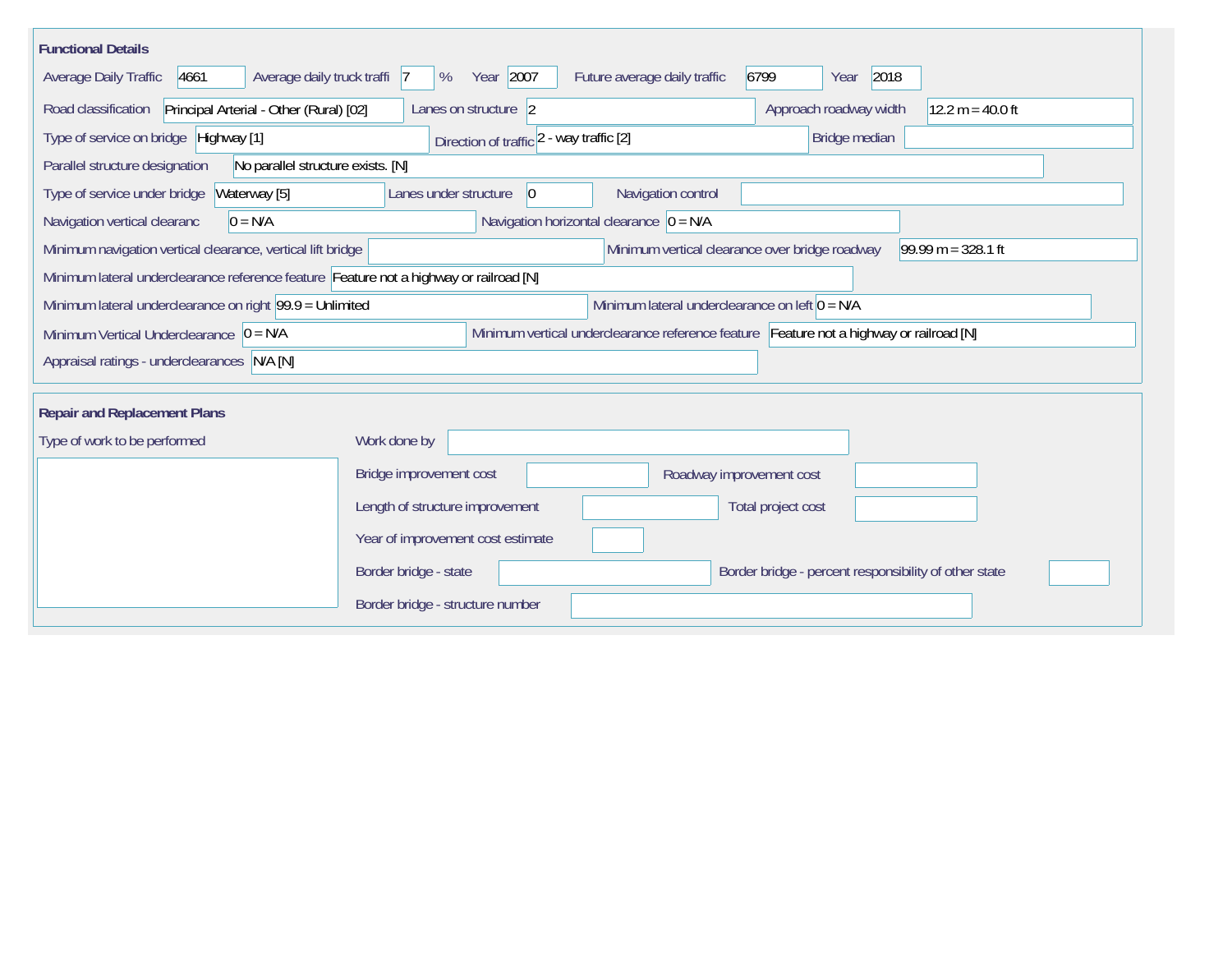## Functional Details

| Field | Value |
| --- | --- |
| Average Daily Traffic | 4661 |
| Average daily truck traffi | 7 % |
| Year | 2007 |
| Future average daily traffic | 6799 |
| Year | 2018 |
| Road classification | Principal Arterial - Other (Rural) [02] |
| Lanes on structure | 2 |
| Approach roadway width | 12.2 m = 40.0 ft |
| Type of service on bridge | Highway [1] |
| Direction of traffic | 2 - way traffic [2] |
| Bridge median | |
| Parallel structure designation | No parallel structure exists. [N] |
| Type of service under bridge | Waterway [5] |
| Lanes under structure | 0 |
| Navigation control | |
| Navigation vertical clearanc | 0 = N/A |
| Navigation horizontal clearance | 0 = N/A |
| Minimum navigation vertical clearance, vertical lift bridge | |
| Minimum vertical clearance over bridge roadway | 99.99 m = 328.1 ft |
| Minimum lateral underclearance reference feature | Feature not a highway or railroad [N] |
| Minimum lateral underclearance on right | 99.9 = Unlimited |
| Minimum lateral underclearance on left | 0 = N/A |
| Minimum Vertical Underclearance | 0 = N/A |
| Minimum vertical underclearance reference feature | Feature not a highway or railroad [N] |
| Appraisal ratings - underclearances | N/A [N] |

## Repair and Replacement Plans

| Field | Value |
| --- | --- |
| Type of work to be performed | |
| Work done by | |
| Bridge improvement cost | |
| Roadway improvement cost | |
| Length of structure improvement | |
| Total project cost | |
| Year of improvement cost estimate | |
| Border bridge - state | |
| Border bridge - percent responsibility of other state | |
| Border bridge - structure number | |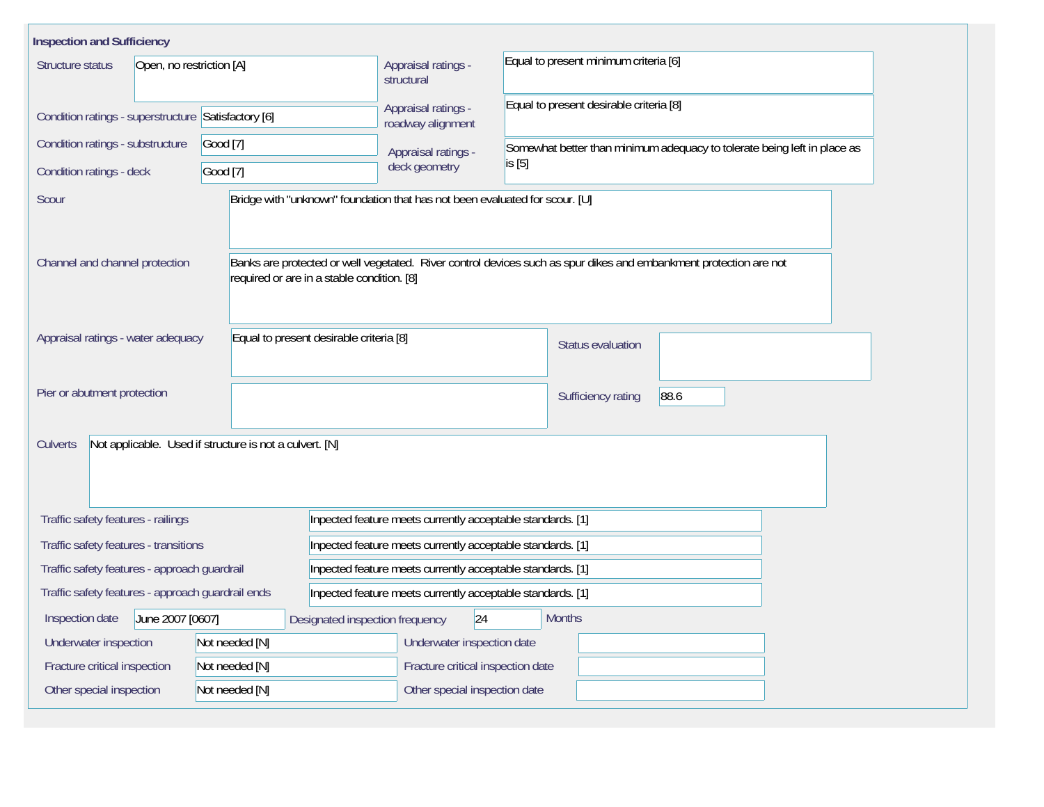## Inspection and Sufficiency

| | |
|---|---|
| Structure status | Open, no restriction [A] |
| Appraisal ratings - structural | Equal to present minimum criteria [6] |
| Condition ratings - superstructure | Satisfactory [6] |
| Appraisal ratings - roadway alignment | Equal to present desirable criteria [8] |
| Condition ratings - substructure | Good [7] |
| Appraisal ratings - deck geometry | Somewhat better than minimum adequacy to tolerate being left in place as is [5] |
| Condition ratings - deck | Good [7] |
| Scour | Bridge with "unknown" foundation that has not been evaluated for scour. [U] |
| Channel and channel protection | Banks are protected or well vegetated. River control devices such as spur dikes and embankment protection are not required or are in a stable condition. [8] |
| Appraisal ratings - water adequacy | Equal to present desirable criteria [8] |
| Status evaluation | |
| Pier or abutment protection | |
| Sufficiency rating | 88.6 |
| Culverts | Not applicable. Used if structure is not a culvert. [N] |
| Traffic safety features - railings | Inpected feature meets currently acceptable standards. [1] |
| Traffic safety features - transitions | Inpected feature meets currently acceptable standards. [1] |
| Traffic safety features - approach guardrail | Inpected feature meets currently acceptable standards. [1] |
| Traffic safety features - approach guardrail ends | Inpected feature meets currently acceptable standards. [1] |
| Inspection date | June 2007 [0607] |
| Designated inspection frequency | 24 Months |
| Underwater inspection | Not needed [N] |
| Underwater inspection date | |
| Fracture critical inspection | Not needed [N] |
| Fracture critical inspection date | |
| Other special inspection | Not needed [N] |
| Other special inspection date | |